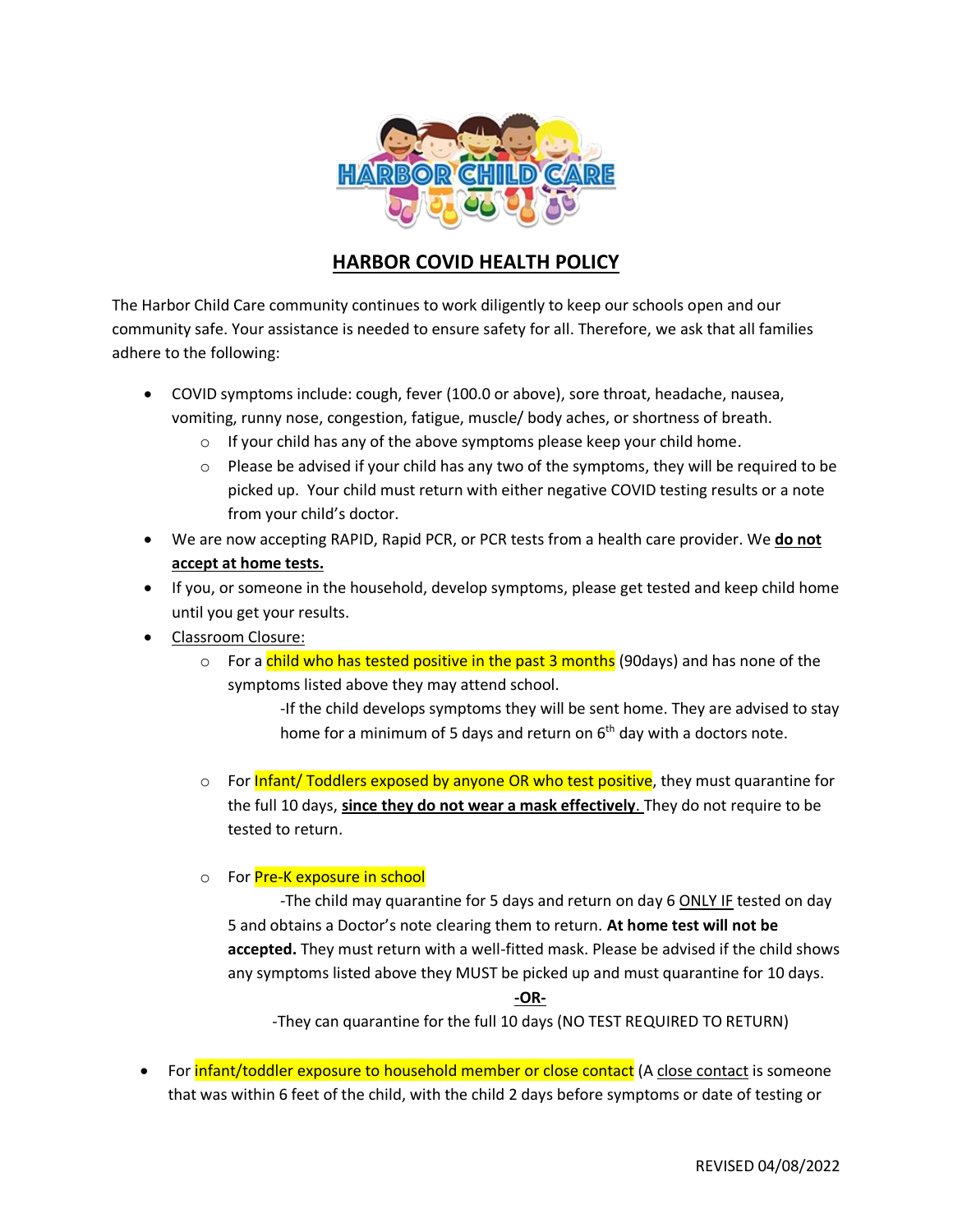# HARBOR COVID HEALTH POLICY

The Harbor Child Care community continues to work diligently to keep our schools open and our community safe. Your assistance is needed to ensure safety for all. Therefore, we ask that all families adhere to the following:

- COVID symptoms include: cough, fever (100.0 or above), sore throat, headache, nausea, vomiting, runny nose, congestion, fatigue, muscle/ body aches, or shortness of breath.
  - If your child has any of the above symptoms please keep your child home.
  - Please be advised if your child has any two of the symptoms, they will be required to be picked up. Your child must return with either negative COVID testing results or a note from your child's doctor.
- We are now accepting RAPID, Rapid PCR, or PCR tests from a health care provider. We **do not accept at home tests.**
- If you, or someone in the household, develop symptoms, please get tested and keep child home until you get your results.
- Classroom Closure:
  - For a child who has tested positive in the past 3 months (90days) and has none of the symptoms listed above they may attend school.

    -If the child develops symptoms they will be sent home. They are advised to stay home for a minimum of 5 days and return on 6th day with a doctors note.

  - For Infant/ Toddlers exposed by anyone OR who test positive, they must quarantine for the full 10 days, **since they do not wear a mask effectively**. They do not require to be tested to return.

  - For Pre-K exposure in school

    -The child may quarantine for 5 days and return on day 6 ONLY IF tested on day 5 and obtains a Doctor's note clearing them to return. **At home test will not be accepted.** They must return with a well-fitted mask. Please be advised if the child shows any symptoms listed above they MUST be picked up and must quarantine for 10 days.

    **-OR-**

    -They can quarantine for the full 10 days (NO TEST REQUIRED TO RETURN)

- For infant/toddler exposure to household member or close contact (A close contact is someone that was within 6 feet of the child, with the child 2 days before symptoms or date of testing or

REVISED 04/08/2022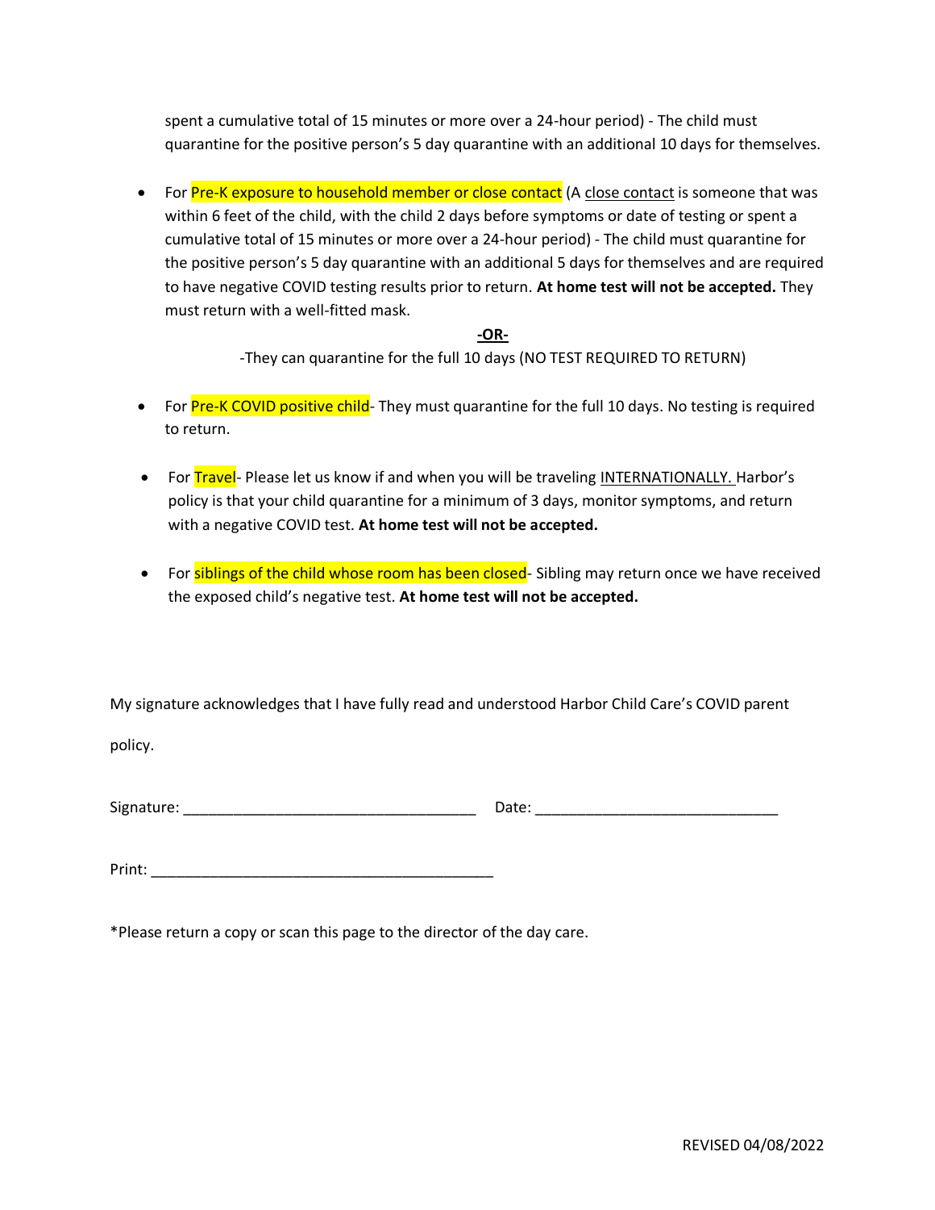spent a cumulative total of 15 minutes or more over a 24-hour period) - The child must quarantine for the positive person's 5 day quarantine with an additional 10 days for themselves.

- For Pre-K exposure to household member or close contact (A close contact is someone that was within 6 feet of the child, with the child 2 days before symptoms or date of testing or spent a cumulative total of 15 minutes or more over a 24-hour period) - The child must quarantine for the positive person's 5 day quarantine with an additional 5 days for themselves and are required to have negative COVID testing results prior to return. **At home test will not be accepted.** They must return with a well-fitted mask.

  **-OR-**

  -They can quarantine for the full 10 days (NO TEST REQUIRED TO RETURN)

- For Pre-K COVID positive child- They must quarantine for the full 10 days. No testing is required to return.

- For Travel- Please let us know if and when you will be traveling INTERNATIONALLY. Harbor's policy is that your child quarantine for a minimum of 3 days, monitor symptoms, and return with a negative COVID test. **At home test will not be accepted.**

- For siblings of the child whose room has been closed- Sibling may return once we have received the exposed child's negative test. **At home test will not be accepted.**

My signature acknowledges that I have fully read and understood Harbor Child Care's COVID parent policy.

Signature: ___________________________________ Date: _____________________________

Print: _________________________________________

*Please return a copy or scan this page to the director of the day care.

REVISED 04/08/2022